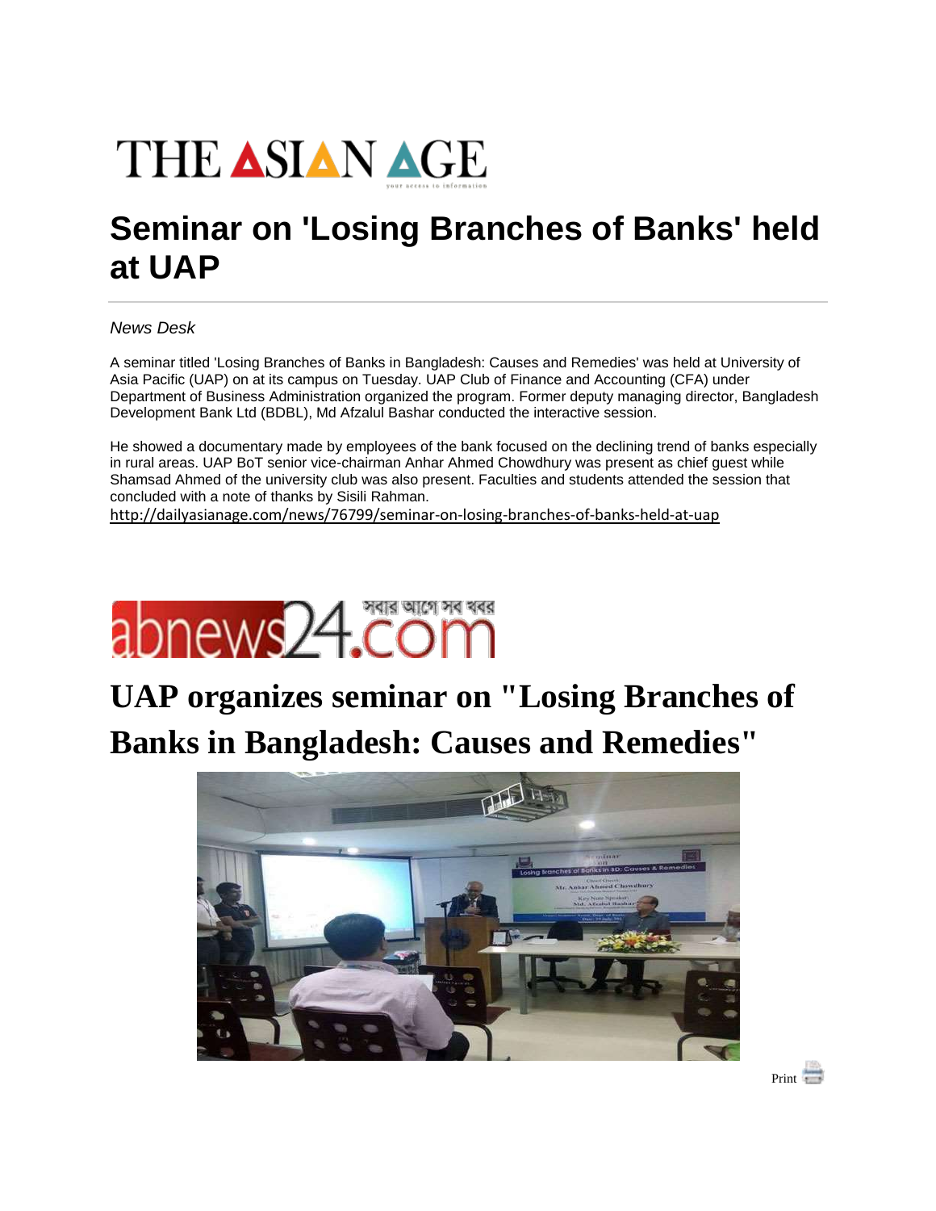# THE ASIAN AGE

# Seminar on 'Losing Branches of Banks' held at UAP

*News Desk*

A seminar titled 'Losing Branches of Banks in Bangladesh: Causes and Remedies' was held at University of Asia Pacific (UAP) on at its campus on Tuesday. UAP Club of Finance and Accounting (CFA) under Department of Business Administration organized the program. Former deputy managing director, Bangladesh Development Bank Ltd (BDBL), Md Afzalul Bashar conducted the interactive session.

He showed a documentary made by employees of the bank focused on the declining trend of banks especially in rural areas. UAP BoT senior vice-chairman Anhar Ahmed Chowdhury was present as chief guest while Shamsad Ahmed of the university club was also present. Faculties and students attended the session that concluded with a note of thanks by Sisili Rahman.

http://dailyasianage.com/news/76799/seminar-on-losing-branches-of-banks-held-at-uap

# abnews24.com সবার আগে সব খবর

# UAP organizes seminar on "Losing Branches of Banks in Bangladesh: Causes and Remedies"

Print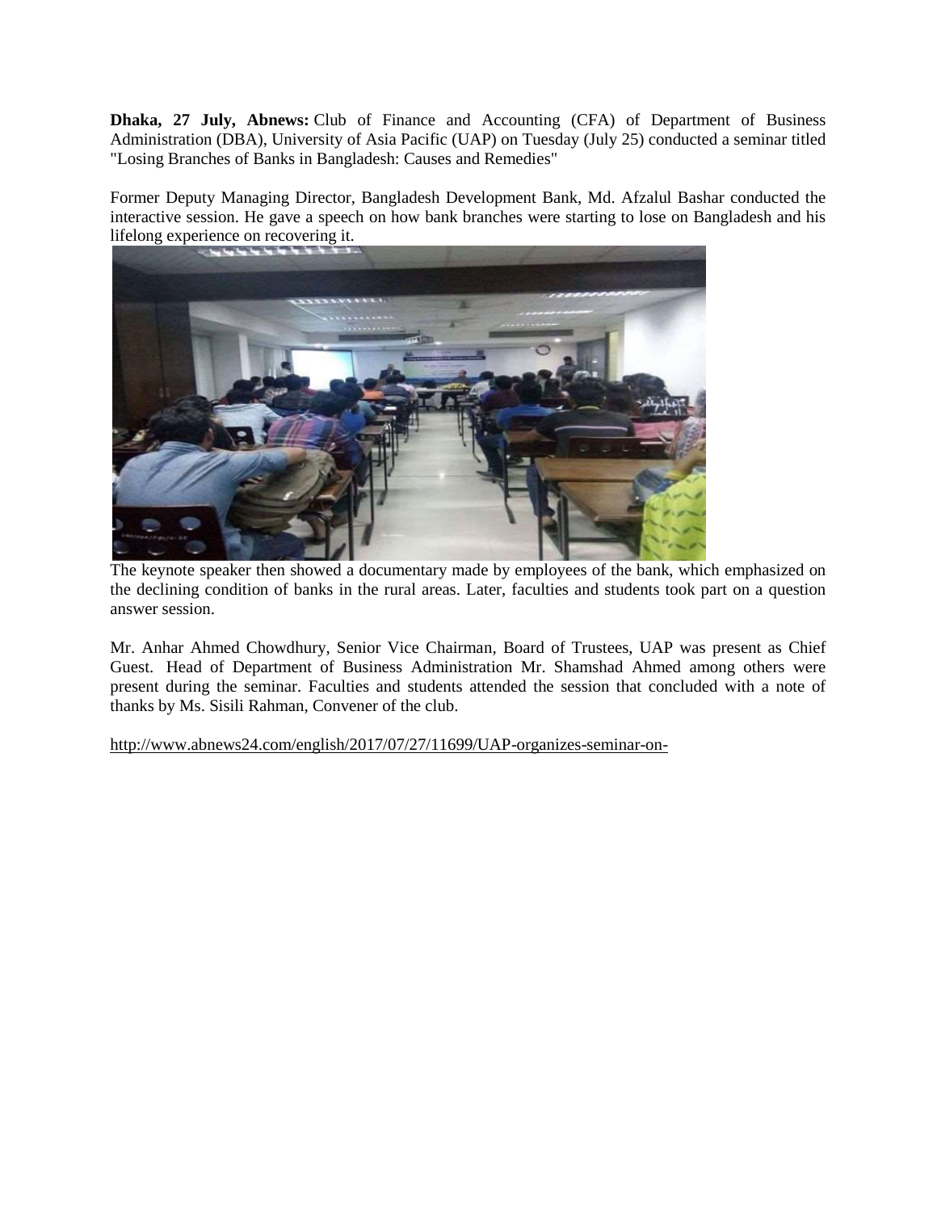**Dhaka, 27 July, Abnews:** Club of Finance and Accounting (CFA) of Department of Business Administration (DBA), University of Asia Pacific (UAP) on Tuesday (July 25) conducted a seminar titled "Losing Branches of Banks in Bangladesh: Causes and Remedies"

Former Deputy Managing Director, Bangladesh Development Bank, Md. Afzalul Bashar conducted the interactive session. He gave a speech on how bank branches were starting to lose on Bangladesh and his lifelong experience on recovering it.

The keynote speaker then showed a documentary made by employees of the bank, which emphasized on the declining condition of banks in the rural areas. Later, faculties and students took part on a question answer session.

Mr. Anhar Ahmed Chowdhury, Senior Vice Chairman, Board of Trustees, UAP was present as Chief Guest. Head of Department of Business Administration Mr. Shamshad Ahmed among others were present during the seminar. Faculties and students attended the session that concluded with a note of thanks by Ms. Sisili Rahman, Convener of the club.

http://www.abnews24.com/english/2017/07/27/11699/UAP-organizes-seminar-on-